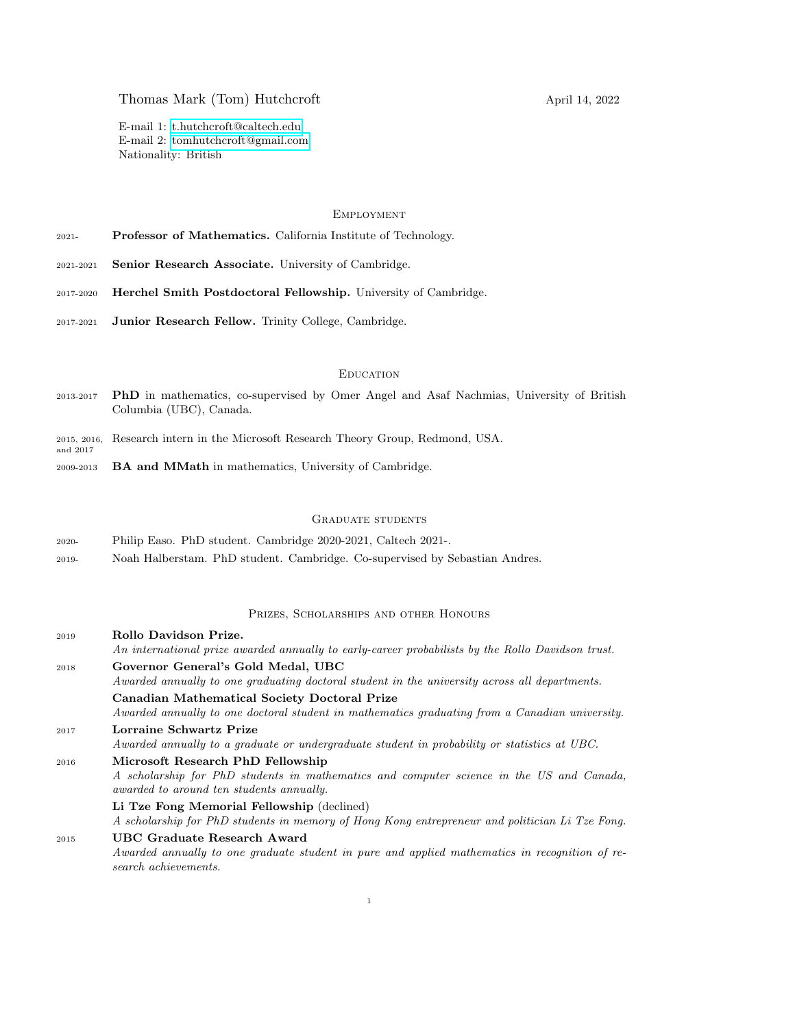Thomas Mark (Tom) Hutchcroft

April 14, 2022

E-mail 1: t.hutchcroft@caltech.edu
E-mail 2: tomhutchcroft@gmail.com
Nationality: British

## Employment

- 2021- **Professor of Mathematics.** California Institute of Technology.
- 2021-2021 **Senior Research Associate.** University of Cambridge.
- 2017-2020 **Herchel Smith Postdoctoral Fellowship.** University of Cambridge.
- 2017-2021 **Junior Research Fellow.** Trinity College, Cambridge.

## Education

- 2013-2017 **PhD** in mathematics, co-supervised by Omer Angel and Asaf Nachmias, University of British Columbia (UBC), Canada.
- 2015, 2016, and 2017 Research intern in the Microsoft Research Theory Group, Redmond, USA.
- 2009-2013 **BA and MMath** in mathematics, University of Cambridge.

## Graduate students

- 2020- Philip Easo. PhD student. Cambridge 2020-2021, Caltech 2021-.
- 2019- Noah Halberstam. PhD student. Cambridge. Co-supervised by Sebastian Andres.

## Prizes, Scholarships and other Honours

2019 **Rollo Davidson Prize.**
*An international prize awarded annually to early-career probabilists by the Rollo Davidson trust.*

2018 **Governor General's Gold Medal, UBC**
*Awarded annually to one graduating doctoral student in the university across all departments.*

**Canadian Mathematical Society Doctoral Prize**
*Awarded annually to one doctoral student in mathematics graduating from a Canadian university.*

2017 **Lorraine Schwartz Prize**
*Awarded annually to a graduate or undergraduate student in probability or statistics at UBC.*

2016 **Microsoft Research PhD Fellowship**
*A scholarship for PhD students in mathematics and computer science in the US and Canada, awarded to around ten students annually.*

**Li Tze Fong Memorial Fellowship** (declined)
*A scholarship for PhD students in memory of Hong Kong entrepreneur and politician Li Tze Fong.*

2015 **UBC Graduate Research Award**
*Awarded annually to one graduate student in pure and applied mathematics in recognition of research achievements.*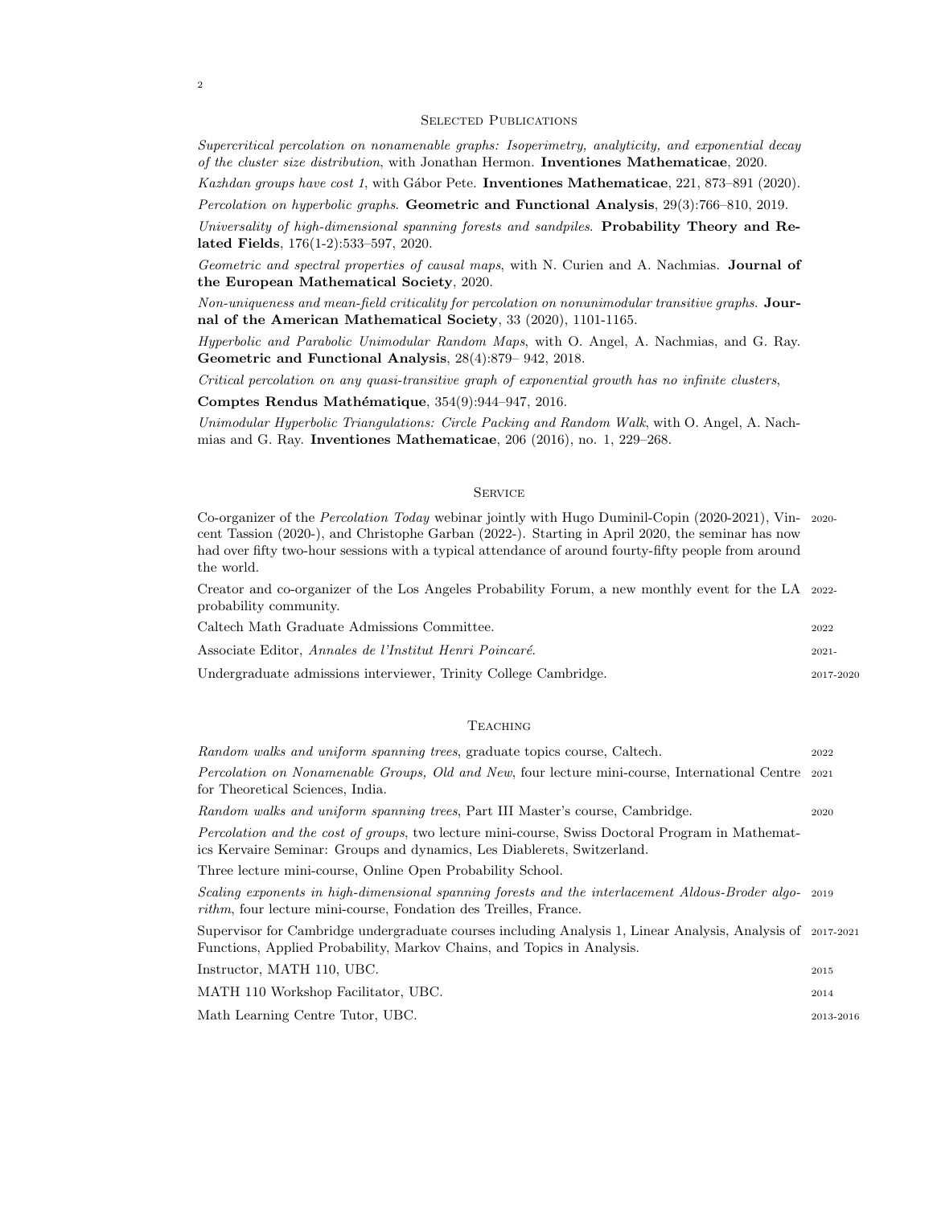## Selected Publications

*Supercritical percolation on nonamenable graphs: Isoperimetry, analyticity, and exponential decay of the cluster size distribution*, with Jonathan Hermon. **Inventiones Mathematicae**, 2020.

*Kazhdan groups have cost 1*, with Gábor Pete. **Inventiones Mathematicae**, 221, 873–891 (2020).

*Percolation on hyperbolic graphs*. **Geometric and Functional Analysis**, 29(3):766–810, 2019.

*Universality of high-dimensional spanning forests and sandpiles*. **Probability Theory and Related Fields**, 176(1-2):533–597, 2020.

*Geometric and spectral properties of causal maps*, with N. Curien and A. Nachmias. **Journal of the European Mathematical Society**, 2020.

*Non-uniqueness and mean-field criticality for percolation on nonunimodular transitive graphs*. **Journal of the American Mathematical Society**, 33 (2020), 1101-1165.

*Hyperbolic and Parabolic Unimodular Random Maps*, with O. Angel, A. Nachmias, and G. Ray. **Geometric and Functional Analysis**, 28(4):879– 942, 2018.

*Critical percolation on any quasi-transitive graph of exponential growth has no infinite clusters*, **Comptes Rendus Mathématique**, 354(9):944–947, 2016.

*Unimodular Hyperbolic Triangulations: Circle Packing and Random Walk*, with O. Angel, A. Nachmias and G. Ray. **Inventiones Mathematicae**, 206 (2016), no. 1, 229–268.

## Service

Co-organizer of the *Percolation Today* webinar jointly with Hugo Duminil-Copin (2020-2021), Vincent Tassion (2020-), and Christophe Garban (2022-). Starting in April 2020, the seminar has now had over fifty two-hour sessions with a typical attendance of around fourty-fifty people from around the world. — 2020-

Creator and co-organizer of the Los Angeles Probability Forum, a new monthly event for the LA probability community. — 2022-

Caltech Math Graduate Admissions Committee. — 2022

Associate Editor, *Annales de l'Institut Henri Poincaré*. — 2021-

Undergraduate admissions interviewer, Trinity College Cambridge. — 2017-2020

## Teaching

*Random walks and uniform spanning trees*, graduate topics course, Caltech. — 2022

*Percolation on Nonamenable Groups, Old and New*, four lecture mini-course, International Centre for Theoretical Sciences, India. — 2021

*Random walks and uniform spanning trees*, Part III Master's course, Cambridge. — 2020

*Percolation and the cost of groups*, two lecture mini-course, Swiss Doctoral Program in Mathematics Kervaire Seminar: Groups and dynamics, Les Diablerets, Switzerland.

Three lecture mini-course, Online Open Probability School.

*Scaling exponents in high-dimensional spanning forests and the interlacement Aldous-Broder algorithm*, four lecture mini-course, Fondation des Treilles, France. — 2019

Supervisor for Cambridge undergraduate courses including Analysis 1, Linear Analysis, Analysis of Functions, Applied Probability, Markov Chains, and Topics in Analysis. — 2017-2021

Instructor, MATH 110, UBC. — 2015

MATH 110 Workshop Facilitator, UBC. — 2014

Math Learning Centre Tutor, UBC. — 2013-2016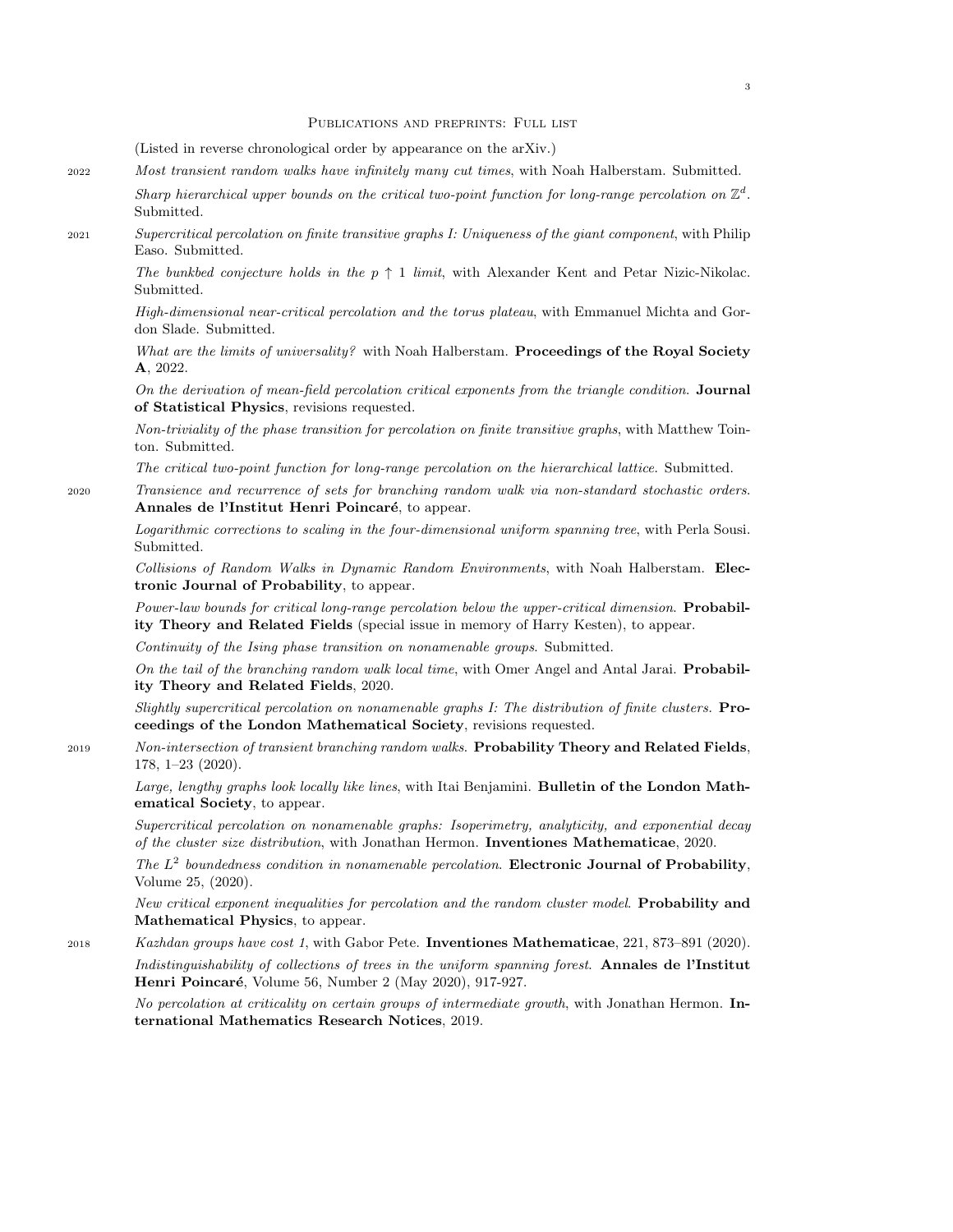## Publications and preprints: Full list

(Listed in reverse chronological order by appearance on the arXiv.)

**2022**

*Most transient random walks have infinitely many cut times*, with Noah Halberstam. Submitted.

*Sharp hierarchical upper bounds on the critical two-point function for long-range percolation on $\mathbb{Z}^d$*. Submitted.

**2021**

*Supercritical percolation on finite transitive graphs I: Uniqueness of the giant component*, with Philip Easo. Submitted.

*The bunkbed conjecture holds in the $p \uparrow 1$ limit*, with Alexander Kent and Petar Nizic-Nikolac. Submitted.

*High-dimensional near-critical percolation and the torus plateau*, with Emmanuel Michta and Gordon Slade. Submitted.

*What are the limits of universality?* with Noah Halberstam. **Proceedings of the Royal Society A**, 2022.

*On the derivation of mean-field percolation critical exponents from the triangle condition*. **Journal of Statistical Physics**, revisions requested.

*Non-triviality of the phase transition for percolation on finite transitive graphs*, with Matthew Tointon. Submitted.

*The critical two-point function for long-range percolation on the hierarchical lattice*. Submitted.

**2020**

*Transience and recurrence of sets for branching random walk via non-standard stochastic orders*. **Annales de l'Institut Henri Poincaré**, to appear.

*Logarithmic corrections to scaling in the four-dimensional uniform spanning tree*, with Perla Sousi. Submitted.

*Collisions of Random Walks in Dynamic Random Environments*, with Noah Halberstam. **Electronic Journal of Probability**, to appear.

*Power-law bounds for critical long-range percolation below the upper-critical dimension*. **Probability Theory and Related Fields** (special issue in memory of Harry Kesten), to appear.

*Continuity of the Ising phase transition on nonamenable groups*. Submitted.

*On the tail of the branching random walk local time*, with Omer Angel and Antal Jarai. **Probability Theory and Related Fields**, 2020.

*Slightly supercritical percolation on nonamenable graphs I: The distribution of finite clusters*. **Proceedings of the London Mathematical Society**, revisions requested.

**2019**

*Non-intersection of transient branching random walks*. **Probability Theory and Related Fields**, 178, 1–23 (2020).

*Large, lengthy graphs look locally like lines*, with Itai Benjamini. **Bulletin of the London Mathematical Society**, to appear.

*Supercritical percolation on nonamenable graphs: Isoperimetry, analyticity, and exponential decay of the cluster size distribution*, with Jonathan Hermon. **Inventiones Mathematicae**, 2020.

*The $L^2$ boundedness condition in nonamenable percolation*. **Electronic Journal of Probability**, Volume 25, (2020).

*New critical exponent inequalities for percolation and the random cluster model*. **Probability and Mathematical Physics**, to appear.

**2018**

*Kazhdan groups have cost 1*, with Gabor Pete. **Inventiones Mathematicae**, 221, 873–891 (2020).

*Indistinguishability of collections of trees in the uniform spanning forest*. **Annales de l'Institut Henri Poincaré**, Volume 56, Number 2 (May 2020), 917-927.

*No percolation at criticality on certain groups of intermediate growth*, with Jonathan Hermon. **International Mathematics Research Notices**, 2019.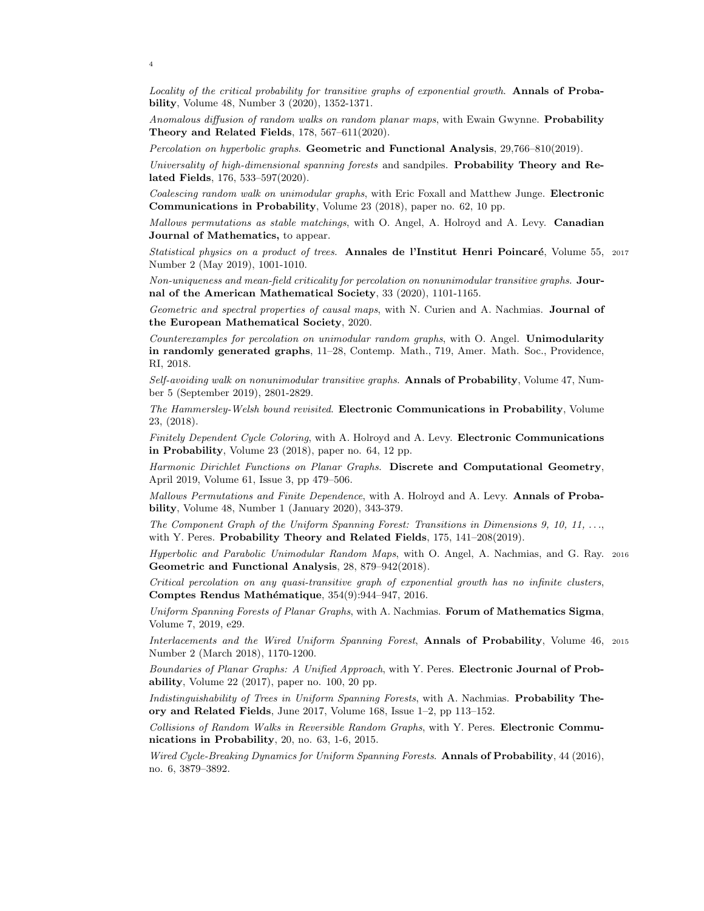*Locality of the critical probability for transitive graphs of exponential growth*. **Annals of Probability**, Volume 48, Number 3 (2020), 1352-1371.

*Anomalous diffusion of random walks on random planar maps*, with Ewain Gwynne. **Probability Theory and Related Fields**, 178, 567–611(2020).

*Percolation on hyperbolic graphs*. **Geometric and Functional Analysis**, 29,766–810(2019).

*Universality of high-dimensional spanning forests* and sandpiles. **Probability Theory and Related Fields**, 176, 533–597(2020).

*Coalescing random walk on unimodular graphs*, with Eric Foxall and Matthew Junge. **Electronic Communications in Probability**, Volume 23 (2018), paper no. 62, 10 pp.

*Mallows permutations as stable matchings*, with O. Angel, A. Holroyd and A. Levy. **Canadian Journal of Mathematics,** to appear.

2017

*Statistical physics on a product of trees*. **Annales de l'Institut Henri Poincaré**, Volume 55, Number 2 (May 2019), 1001-1010.

*Non-uniqueness and mean-field criticality for percolation on nonunimodular transitive graphs*. **Journal of the American Mathematical Society**, 33 (2020), 1101-1165.

*Geometric and spectral properties of causal maps*, with N. Curien and A. Nachmias. **Journal of the European Mathematical Society**, 2020.

*Counterexamples for percolation on unimodular random graphs*, with O. Angel. **Unimodularity in randomly generated graphs**, 11–28, Contemp. Math., 719, Amer. Math. Soc., Providence, RI, 2018.

*Self-avoiding walk on nonunimodular transitive graphs*. **Annals of Probability**, Volume 47, Number 5 (September 2019), 2801-2829.

*The Hammersley-Welsh bound revisited*. **Electronic Communications in Probability**, Volume 23, (2018).

*Finitely Dependent Cycle Coloring*, with A. Holroyd and A. Levy. **Electronic Communications in Probability**, Volume 23 (2018), paper no. 64, 12 pp.

*Harmonic Dirichlet Functions on Planar Graphs*. **Discrete and Computational Geometry**, April 2019, Volume 61, Issue 3, pp 479–506.

*Mallows Permutations and Finite Dependence*, with A. Holroyd and A. Levy. **Annals of Probability**, Volume 48, Number 1 (January 2020), 343-379.

*The Component Graph of the Uniform Spanning Forest: Transitions in Dimensions 9, 10, 11, ...*, with Y. Peres. **Probability Theory and Related Fields**, 175, 141–208(2019).

2016

*Hyperbolic and Parabolic Unimodular Random Maps*, with O. Angel, A. Nachmias, and G. Ray. **Geometric and Functional Analysis**, 28, 879–942(2018).

*Critical percolation on any quasi-transitive graph of exponential growth has no infinite clusters*, **Comptes Rendus Mathématique**, 354(9):944–947, 2016.

*Uniform Spanning Forests of Planar Graphs*, with A. Nachmias. **Forum of Mathematics Sigma**, Volume 7, 2019, e29.

2015

*Interlacements and the Wired Uniform Spanning Forest*, **Annals of Probability**, Volume 46, Number 2 (March 2018), 1170-1200.

*Boundaries of Planar Graphs: A Unified Approach*, with Y. Peres. **Electronic Journal of Probability**, Volume 22 (2017), paper no. 100, 20 pp.

*Indistinguishability of Trees in Uniform Spanning Forests*, with A. Nachmias. **Probability Theory and Related Fields**, June 2017, Volume 168, Issue 1–2, pp 113–152.

*Collisions of Random Walks in Reversible Random Graphs*, with Y. Peres. **Electronic Communications in Probability**, 20, no. 63, 1-6, 2015.

*Wired Cycle-Breaking Dynamics for Uniform Spanning Forests*. **Annals of Probability**, 44 (2016), no. 6, 3879–3892.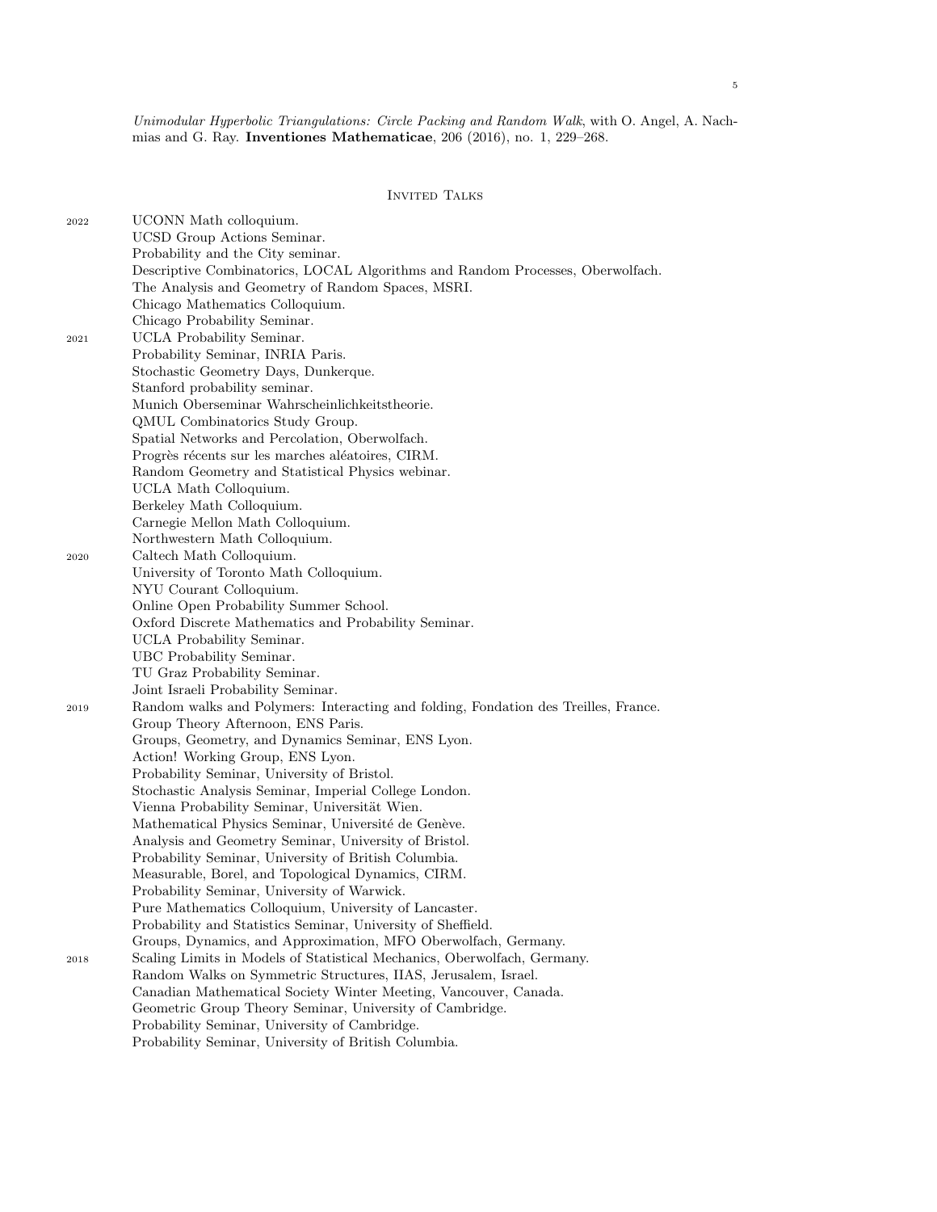*Unimodular Hyperbolic Triangulations: Circle Packing and Random Walk*, with O. Angel, A. Nachmias and G. Ray. **Inventiones Mathematicae**, 206 (2016), no. 1, 229–268.

## Invited Talks

**2022**

- UCONN Math colloquium.
- UCSD Group Actions Seminar.
- Probability and the City seminar.
- Descriptive Combinatorics, LOCAL Algorithms and Random Processes, Oberwolfach.
- The Analysis and Geometry of Random Spaces, MSRI.
- Chicago Mathematics Colloquium.
- Chicago Probability Seminar.

**2021**

- UCLA Probability Seminar.
- Probability Seminar, INRIA Paris.
- Stochastic Geometry Days, Dunkerque.
- Stanford probability seminar.
- Munich Oberseminar Wahrscheinlichkeitstheorie.
- QMUL Combinatorics Study Group.
- Spatial Networks and Percolation, Oberwolfach.
- Progrès récents sur les marches aléatoires, CIRM.
- Random Geometry and Statistical Physics webinar.
- UCLA Math Colloquium.
- Berkeley Math Colloquium.
- Carnegie Mellon Math Colloquium.
- Northwestern Math Colloquium.

**2020**

- Caltech Math Colloquium.
- University of Toronto Math Colloquium.
- NYU Courant Colloquium.
- Online Open Probability Summer School.
- Oxford Discrete Mathematics and Probability Seminar.
- UCLA Probability Seminar.
- UBC Probability Seminar.
- TU Graz Probability Seminar.
- Joint Israeli Probability Seminar.

**2019**

- Random walks and Polymers: Interacting and folding, Fondation des Treilles, France.
- Group Theory Afternoon, ENS Paris.
- Groups, Geometry, and Dynamics Seminar, ENS Lyon.
- Action! Working Group, ENS Lyon.
- Probability Seminar, University of Bristol.
- Stochastic Analysis Seminar, Imperial College London.
- Vienna Probability Seminar, Universität Wien.
- Mathematical Physics Seminar, Université de Genève.
- Analysis and Geometry Seminar, University of Bristol.
- Probability Seminar, University of British Columbia.
- Measurable, Borel, and Topological Dynamics, CIRM.
- Probability Seminar, University of Warwick.
- Pure Mathematics Colloquium, University of Lancaster.
- Probability and Statistics Seminar, University of Sheffield.
- Groups, Dynamics, and Approximation, MFO Oberwolfach, Germany.

**2018**

- Scaling Limits in Models of Statistical Mechanics, Oberwolfach, Germany.
- Random Walks on Symmetric Structures, IIAS, Jerusalem, Israel.
- Canadian Mathematical Society Winter Meeting, Vancouver, Canada.
- Geometric Group Theory Seminar, University of Cambridge.
- Probability Seminar, University of Cambridge.
- Probability Seminar, University of British Columbia.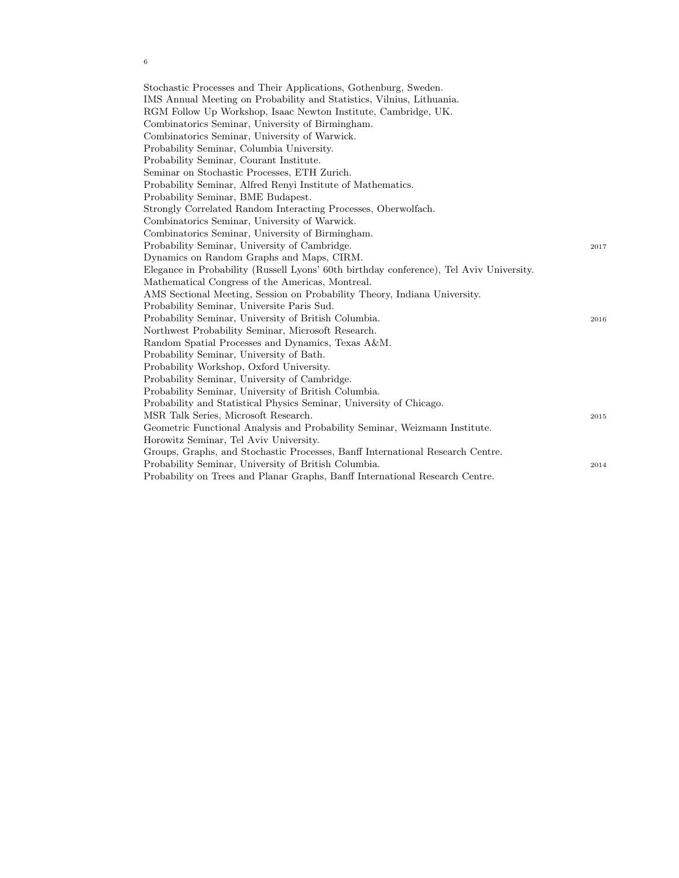Stochastic Processes and Their Applications, Gothenburg, Sweden.
IMS Annual Meeting on Probability and Statistics, Vilnius, Lithuania.
RGM Follow Up Workshop, Isaac Newton Institute, Cambridge, UK.
Combinatorics Seminar, University of Birmingham.
Combinatorics Seminar, University of Warwick.
Probability Seminar, Columbia University.
Probability Seminar, Courant Institute.
Seminar on Stochastic Processes, ETH Zurich.
Probability Seminar, Alfred Renyi Institute of Mathematics.
Probability Seminar, BME Budapest.
Strongly Correlated Random Interacting Processes, Oberwolfach.
Combinatorics Seminar, University of Warwick.
Combinatorics Seminar, University of Birmingham.
Probability Seminar, University of Cambridge. 2017
Dynamics on Random Graphs and Maps, CIRM.
Elegance in Probability (Russell Lyons' 60th birthday conference), Tel Aviv University.
Mathematical Congress of the Americas, Montreal.
AMS Sectional Meeting, Session on Probability Theory, Indiana University.
Probability Seminar, Universite Paris Sud.
Probability Seminar, University of British Columbia. 2016
Northwest Probability Seminar, Microsoft Research.
Random Spatial Processes and Dynamics, Texas A&M.
Probability Seminar, University of Bath.
Probability Workshop, Oxford University.
Probability Seminar, University of Cambridge.
Probability Seminar, University of British Columbia.
Probability and Statistical Physics Seminar, University of Chicago.
MSR Talk Series, Microsoft Research. 2015
Geometric Functional Analysis and Probability Seminar, Weizmann Institute.
Horowitz Seminar, Tel Aviv University.
Groups, Graphs, and Stochastic Processes, Banff International Research Centre.
Probability Seminar, University of British Columbia. 2014
Probability on Trees and Planar Graphs, Banff International Research Centre.